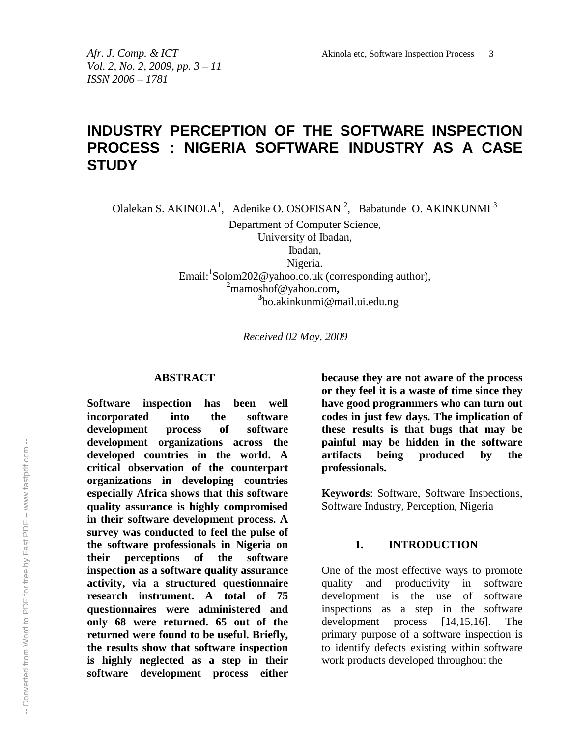# INDUSTRY PERCEPTION OF THE SOFTWARE INSPECTION PROCESS : NIGERIA SOFTWARE INDUSTRY AS A CASE STUDY

Olalekan S. AKINOLA[1], Adenike O. OSOFISAN [2], Babatunde O. AKINKUNMI [3]

Department of Computer Science,
University of Ibadan,
Ibadan,
Nigeria.
Email:[1]Solom202@yahoo.co.uk (corresponding author),
[2]mamoshof@yahoo.com,
[3]bo.akinkunmi@mail.ui.edu.ng

*Received 02 May, 2009*

## ABSTRACT

**Software inspection has been well incorporated into the software development process of software development organizations across the developed countries in the world. A critical observation of the counterpart organizations in developing countries especially Africa shows that this software quality assurance is highly compromised in their software development process. A survey was conducted to feel the pulse of the software professionals in Nigeria on their perceptions of the software inspection as a software quality assurance activity, via a structured questionnaire research instrument. A total of 75 questionnaires were administered and only 68 were returned. 65 out of the returned were found to be useful. Briefly, the results show that software inspection is highly neglected as a step in their software development process either because they are not aware of the process or they feel it is a waste of time since they have good programmers who can turn out codes in just few days. The implication of these results is that bugs that may be painful may be hidden in the software artifacts being produced by the professionals.**

**Keywords**: Software, Software Inspections, Software Industry, Perception, Nigeria

## 1. INTRODUCTION

One of the most effective ways to promote quality and productivity in software development is the use of software inspections as a step in the software development process [14,15,16]. The primary purpose of a software inspection is to identify defects existing within software work products developed throughout the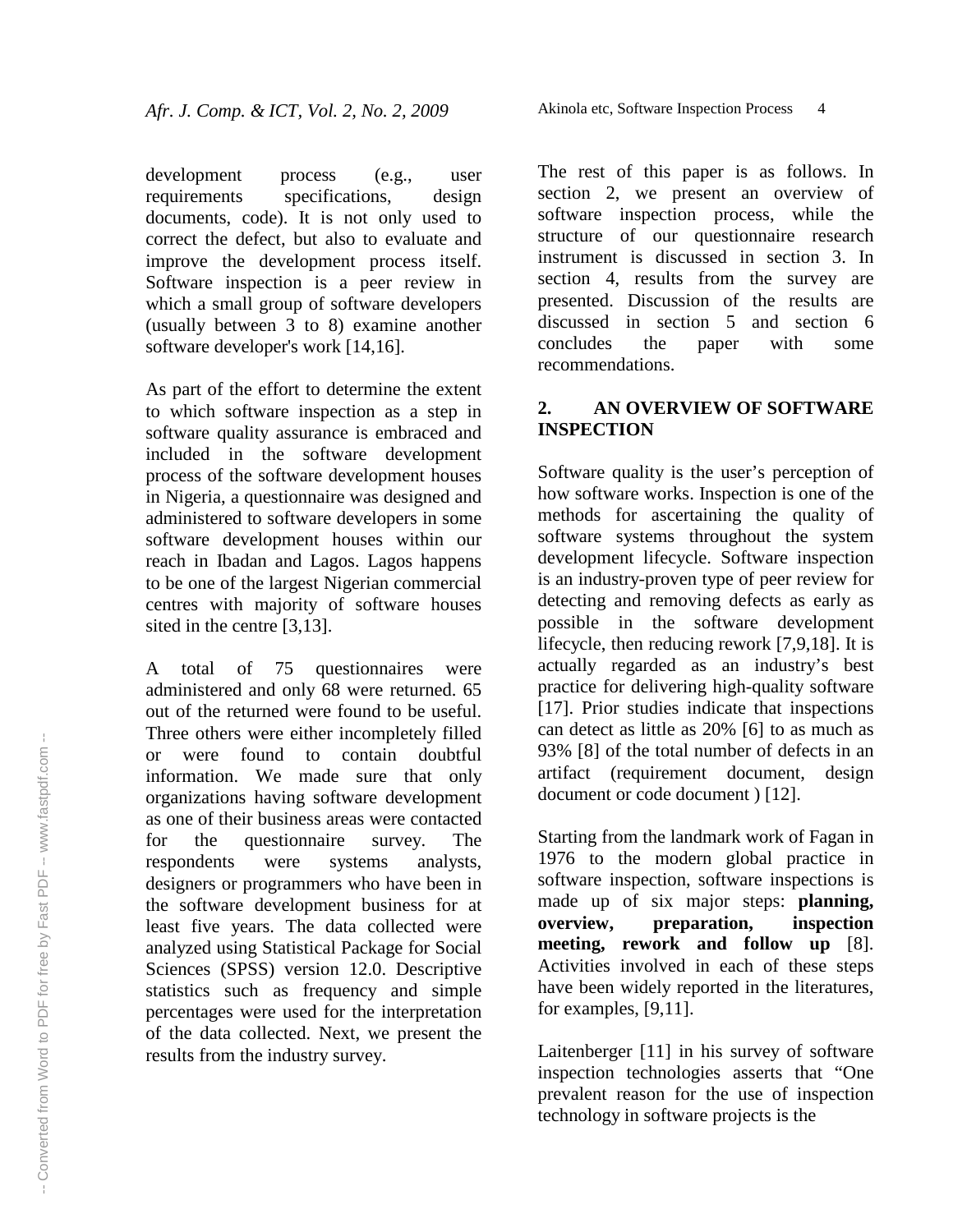development process (e.g., user requirements specifications, design documents, code). It is not only used to correct the defect, but also to evaluate and improve the development process itself. Software inspection is a peer review in which a small group of software developers (usually between 3 to 8) examine another software developer's work [14,16].

As part of the effort to determine the extent to which software inspection as a step in software quality assurance is embraced and included in the software development process of the software development houses in Nigeria, a questionnaire was designed and administered to software developers in some software development houses within our reach in Ibadan and Lagos. Lagos happens to be one of the largest Nigerian commercial centres with majority of software houses sited in the centre [3,13].

A total of 75 questionnaires were administered and only 68 were returned. 65 out of the returned were found to be useful. Three others were either incompletely filled or were found to contain doubtful information. We made sure that only organizations having software development as one of their business areas were contacted for the questionnaire survey. The respondents were systems analysts, designers or programmers who have been in the software development business for at least five years. The data collected were analyzed using Statistical Package for Social Sciences (SPSS) version 12.0. Descriptive statistics such as frequency and simple percentages were used for the interpretation of the data collected. Next, we present the results from the industry survey.

The rest of this paper is as follows. In section 2, we present an overview of software inspection process, while the structure of our questionnaire research instrument is discussed in section 3. In section 4, results from the survey are presented. Discussion of the results are discussed in section 5 and section 6 concludes the paper with some recommendations.

## 2. AN OVERVIEW OF SOFTWARE INSPECTION

Software quality is the user's perception of how software works. Inspection is one of the methods for ascertaining the quality of software systems throughout the system development lifecycle. Software inspection is an industry-proven type of peer review for detecting and removing defects as early as possible in the software development lifecycle, then reducing rework [7,9,18]. It is actually regarded as an industry's best practice for delivering high-quality software [17]. Prior studies indicate that inspections can detect as little as 20% [6] to as much as 93% [8] of the total number of defects in an artifact (requirement document, design document or code document ) [12].

Starting from the landmark work of Fagan in 1976 to the modern global practice in software inspection, software inspections is made up of six major steps: **planning, overview, preparation, inspection meeting, rework and follow up** [8]. Activities involved in each of these steps have been widely reported in the literatures, for examples, [9,11].

Laitenberger [11] in his survey of software inspection technologies asserts that "One prevalent reason for the use of inspection technology in software projects is the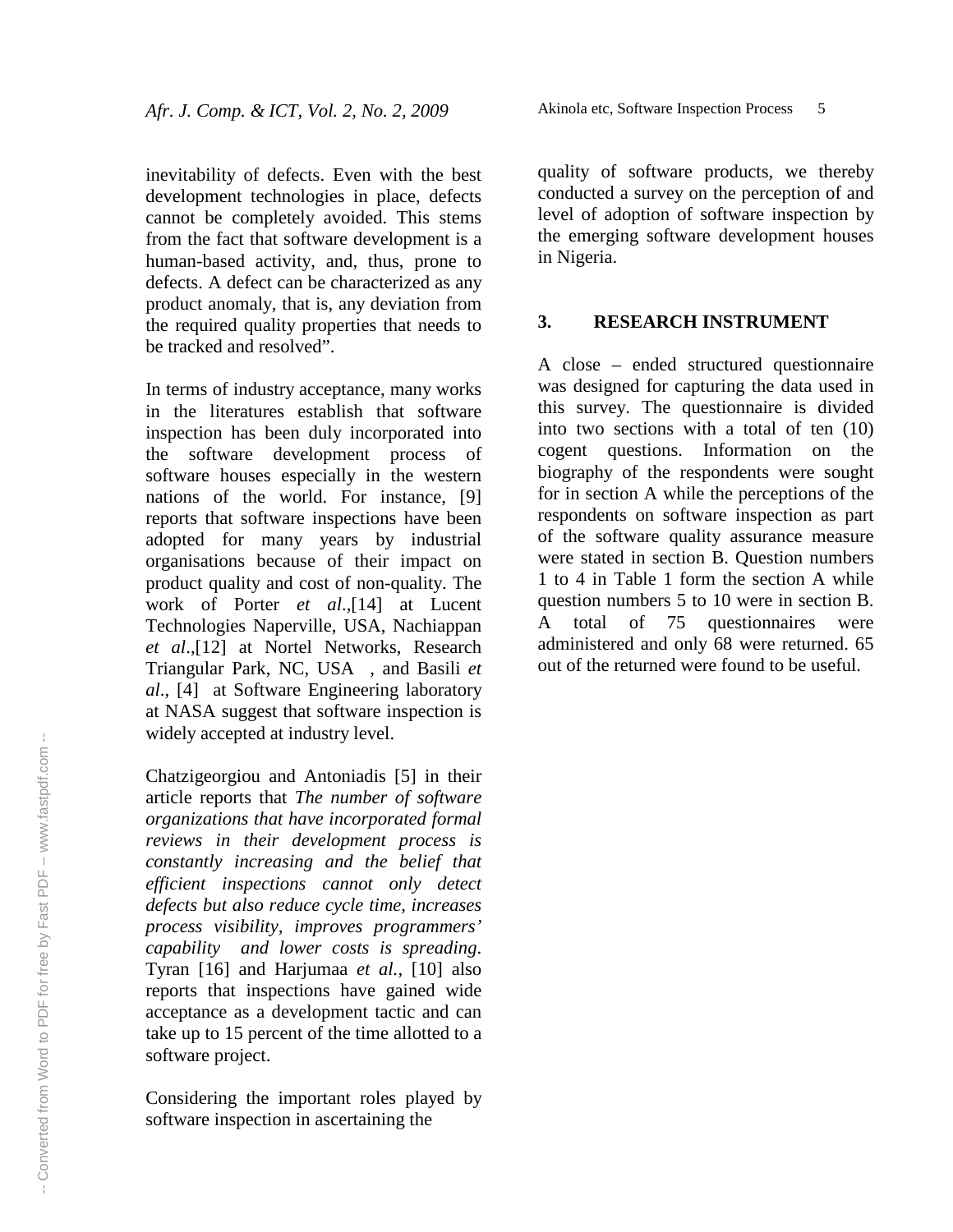inevitability of defects. Even with the best development technologies in place, defects cannot be completely avoided. This stems from the fact that software development is a human-based activity, and, thus, prone to defects. A defect can be characterized as any product anomaly, that is, any deviation from the required quality properties that needs to be tracked and resolved".

In terms of industry acceptance, many works in the literatures establish that software inspection has been duly incorporated into the software development process of software houses especially in the western nations of the world. For instance, [9] reports that software inspections have been adopted for many years by industrial organisations because of their impact on product quality and cost of non-quality. The work of Porter *et al*.,[14] at Lucent Technologies Naperville, USA, Nachiappan *et al*.,[12] at Nortel Networks, Research Triangular Park, NC, USA , and Basili *et al*., [4] at Software Engineering laboratory at NASA suggest that software inspection is widely accepted at industry level.

Chatzigeorgiou and Antoniadis [5] in their article reports that *The number of software organizations that have incorporated formal reviews in their development process is constantly increasing and the belief that efficient inspections cannot only detect defects but also reduce cycle time, increases process visibility, improves programmers' capability and lower costs is spreading*. Tyran [16] and Harjumaa *et al.,* [10] also reports that inspections have gained wide acceptance as a development tactic and can take up to 15 percent of the time allotted to a software project.

Considering the important roles played by software inspection in ascertaining the quality of software products, we thereby conducted a survey on the perception of and level of adoption of software inspection by the emerging software development houses in Nigeria.

## 3. RESEARCH INSTRUMENT

A close – ended structured questionnaire was designed for capturing the data used in this survey. The questionnaire is divided into two sections with a total of ten (10) cogent questions. Information on the biography of the respondents were sought for in section A while the perceptions of the respondents on software inspection as part of the software quality assurance measure were stated in section B. Question numbers 1 to 4 in Table 1 form the section A while question numbers 5 to 10 were in section B. A total of 75 questionnaires were administered and only 68 were returned. 65 out of the returned were found to be useful.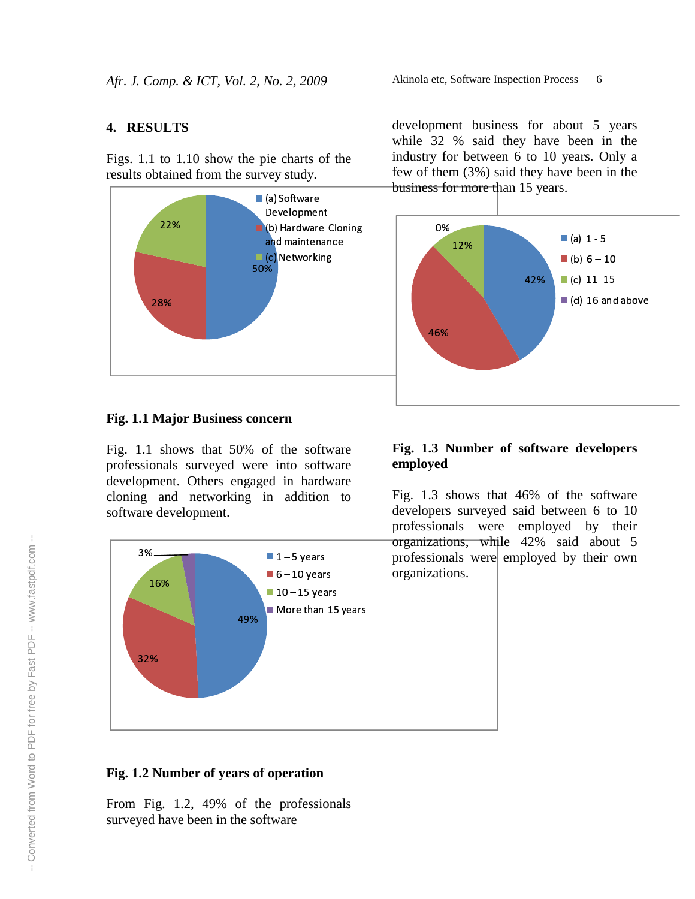## 4. RESULTS

Figs. 1.1 to 1.10 show the pie charts of the results obtained from the survey study.

**Fig. 1.1 Major Business concern**

Fig. 1.1 shows that 50% of the software professionals surveyed were into software development. Others engaged in hardware cloning and networking in addition to software development.

**Fig. 1.2 Number of years of operation**

From Fig. 1.2, 49% of the professionals surveyed have been in the software development business for about 5 years while 32 % said they have been in the industry for between 6 to 10 years. Only a few of them (3%) said they have been in the business for more than 15 years.

**Fig. 1.3 Number of software developers employed**

Fig. 1.3 shows that 46% of the software developers surveyed said between 6 to 10 professionals were employed by their organizations, while 42% said about 5 professionals were employed by their own organizations.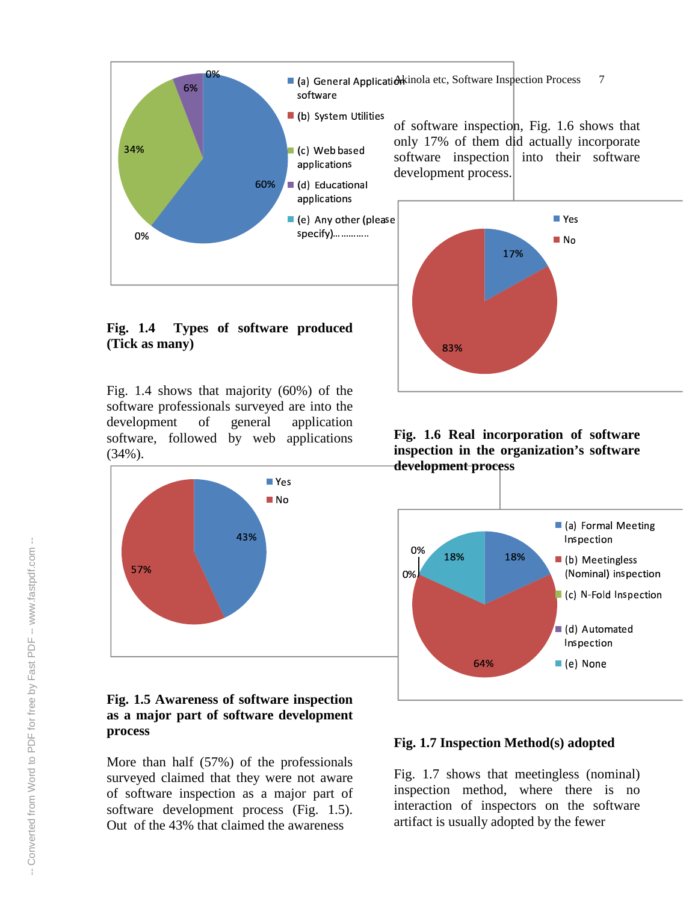**Fig. 1.4 Types of software produced (Tick as many)**

Fig. 1.4 shows that majority (60%) of the software professionals surveyed are into the development of general application software, followed by web applications (34%).

**Fig. 1.5 Awareness of software inspection as a major part of software development process**

More than half (57%) of the professionals surveyed claimed that they were not aware of software inspection as a major part of software development process (Fig. 1.5). Out of the 43% that claimed the awareness of software inspection, Fig. 1.6 shows that only 17% of them did actually incorporate software inspection into their software development process.

**Fig. 1.6 Real incorporation of software inspection in the organization's software development process**

**Fig. 1.7 Inspection Method(s) adopted**

Fig. 1.7 shows that meetingless (nominal) inspection method, where there is no interaction of inspectors on the software artifact is usually adopted by the fewer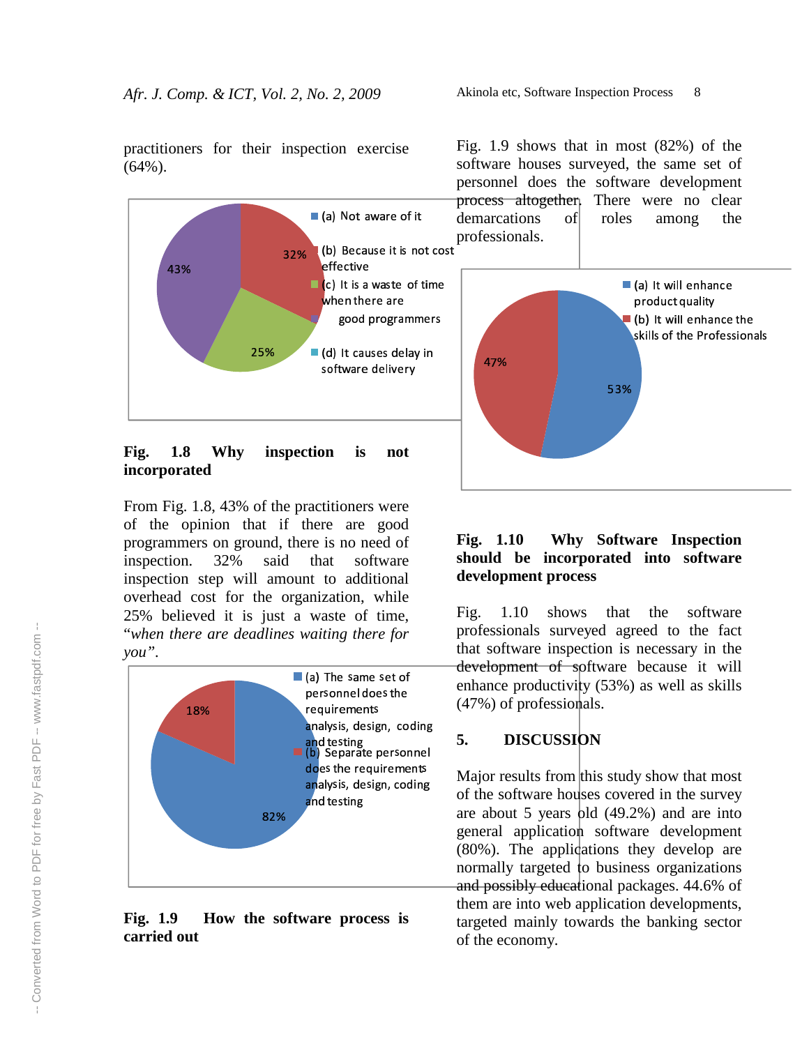practitioners for their inspection exercise (64%).

(a) Not aware of it

(b) Because it is not cost effective

(c) It is a waste of time when there are good programmers

(d) It causes delay in software delivery

43% | 32% | 25%

**Fig. 1.8 Why inspection is not incorporated**

From Fig. 1.8, 43% of the practitioners were of the opinion that if there are good programmers on ground, there is no need of inspection. 32% said that software inspection step will amount to additional overhead cost for the organization, while 25% believed it is just a waste of time, "*when there are deadlines waiting there for you*".

(a) The same set of personnel does the requirements analysis, design, coding and testing

(b) Separate personnel does the requirements analysis, design, coding and testing

18% | 82%

**Fig. 1.9 How the software process is carried out**

Fig. 1.9 shows that in most (82%) of the software houses surveyed, the same set of personnel does the software development process altogether. There were no clear demarcations of roles among the professionals.

(a) It will enhance product quality

(b) It will enhance the skills of the Professionals

47% | 53%

**Fig. 1.10 Why Software Inspection should be incorporated into software development process**

Fig. 1.10 shows that the software professionals surveyed agreed to the fact that software inspection is necessary in the development of software because it will enhance productivity (53%) as well as skills (47%) of professionals.

## 5. DISCUSSION

Major results from this study show that most of the software houses covered in the survey are about 5 years old (49.2%) and are into general application software development (80%). The applications they develop are normally targeted to business organizations and possibly educational packages. 44.6% of them are into web application developments, targeted mainly towards the banking sector of the economy.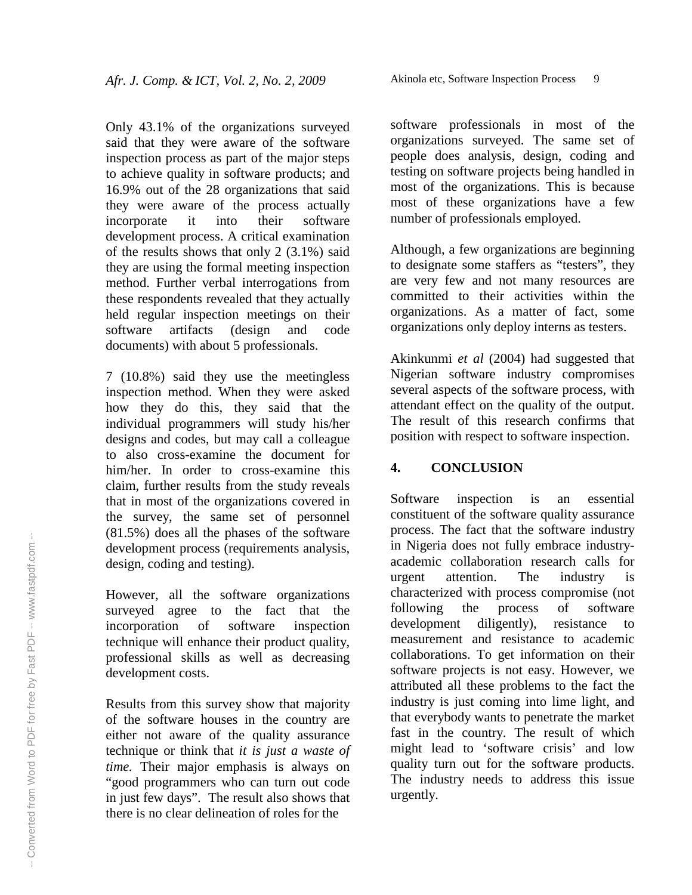Only 43.1% of the organizations surveyed said that they were aware of the software inspection process as part of the major steps to achieve quality in software products; and 16.9% out of the 28 organizations that said they were aware of the process actually incorporate it into their software development process. A critical examination of the results shows that only 2 (3.1%) said they are using the formal meeting inspection method. Further verbal interrogations from these respondents revealed that they actually held regular inspection meetings on their software artifacts (design and code documents) with about 5 professionals.

7 (10.8%) said they use the meetingless inspection method. When they were asked how they do this, they said that the individual programmers will study his/her designs and codes, but may call a colleague to also cross-examine the document for him/her. In order to cross-examine this claim, further results from the study reveals that in most of the organizations covered in the survey, the same set of personnel (81.5%) does all the phases of the software development process (requirements analysis, design, coding and testing).

However, all the software organizations surveyed agree to the fact that the incorporation of software inspection technique will enhance their product quality, professional skills as well as decreasing development costs.

Results from this survey show that majority of the software houses in the country are either not aware of the quality assurance technique or think that *it is just a waste of time.* Their major emphasis is always on "good programmers who can turn out code in just few days". The result also shows that there is no clear delineation of roles for the software professionals in most of the organizations surveyed. The same set of people does analysis, design, coding and testing on software projects being handled in most of the organizations. This is because most of these organizations have a few number of professionals employed.

Although, a few organizations are beginning to designate some staffers as "testers", they are very few and not many resources are committed to their activities within the organizations. As a matter of fact, some organizations only deploy interns as testers.

Akinkunmi *et al* (2004) had suggested that Nigerian software industry compromises several aspects of the software process, with attendant effect on the quality of the output. The result of this research confirms that position with respect to software inspection.

## 4. CONCLUSION

Software inspection is an essential constituent of the software quality assurance process. The fact that the software industry in Nigeria does not fully embrace industry-academic collaboration research calls for urgent attention. The industry is characterized with process compromise (not following the process of software development diligently), resistance to measurement and resistance to academic collaborations. To get information on their software projects is not easy. However, we attributed all these problems to the fact the industry is just coming into lime light, and that everybody wants to penetrate the market fast in the country. The result of which might lead to 'software crisis' and low quality turn out for the software products. The industry needs to address this issue urgently.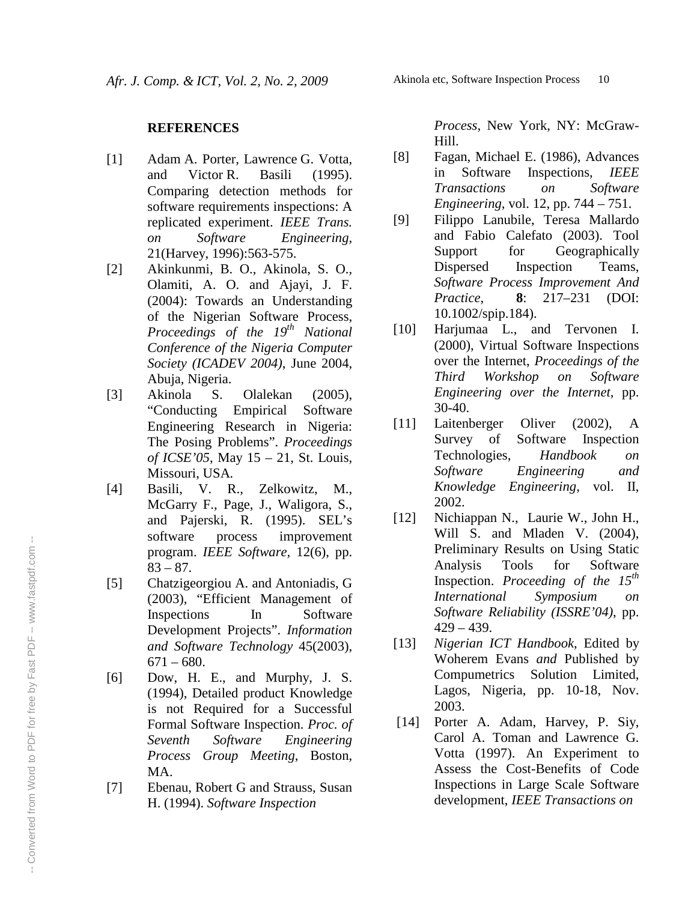## REFERENCES

[1] Adam A. Porter, Lawrence G. Votta, and Victor R. Basili (1995). Comparing detection methods for software requirements inspections: A replicated experiment. *IEEE Trans. on Software Engineering*, 21(Harvey, 1996):563-575.

[2] Akinkunmi, B. O., Akinola, S. O., Olamiti, A. O. and Ajayi, J. F. (2004): Towards an Understanding of the Nigerian Software Process, *Proceedings of the 19th National Conference of the Nigeria Computer Society (ICADEV 2004)*, June 2004, Abuja, Nigeria.

[3] Akinola S. Olalekan (2005), "Conducting Empirical Software Engineering Research in Nigeria: The Posing Problems". *Proceedings of ICSE'05*, May 15 – 21, St. Louis, Missouri, USA.

[4] Basili, V. R., Zelkowitz, M., McGarry F., Page, J., Waligora, S., and Pajerski, R. (1995). SEL's software process improvement program. *IEEE Software*, 12(6), pp. 83 – 87.

[5] Chatzigeorgiou A. and Antoniadis, G (2003), "Efficient Management of Inspections In Software Development Projects". *Information and Software Technology* 45(2003), 671 – 680.

[6] Dow, H. E., and Murphy, J. S. (1994), Detailed product Knowledge is not Required for a Successful Formal Software Inspection. *Proc. of Seventh Software Engineering Process Group Meeting*, Boston, MA.

[7] Ebenau, Robert G and Strauss, Susan H. (1994). *Software Inspection Process*, New York, NY: McGraw-Hill.

[8] Fagan, Michael E. (1986), Advances in Software Inspections, *IEEE Transactions on Software Engineering*, vol. 12, pp. 744 – 751.

[9] Filippo Lanubile, Teresa Mallardo and Fabio Calefato (2003). Tool Support for Geographically Dispersed Inspection Teams, *Software Process Improvement And Practice*, **8**: 217–231 (DOI: 10.1002/spip.184).

[10] Harjumaa L., and Tervonen I. (2000), Virtual Software Inspections over the Internet, *Proceedings of the Third Workshop on Software Engineering over the Internet*, pp. 30-40.

[11] Laitenberger Oliver (2002), A Survey of Software Inspection Technologies, *Handbook on Software Engineering and Knowledge Engineering*, vol. II, 2002.

[12] Nichiappan N., Laurie W., John H., Will S. and Mladen V. (2004), Preliminary Results on Using Static Analysis Tools for Software Inspection. *Proceeding of the 15th International Symposium on Software Reliability (ISSRE'04)*, pp. 429 – 439.

[13] *Nigerian ICT Handbook*, Edited by Woherem Evans *and* Published by Compumetrics Solution Limited, Lagos, Nigeria, pp. 10-18, Nov. 2003.

[14] Porter A. Adam, Harvey, P. Siy, Carol A. Toman and Lawrence G. Votta (1997). An Experiment to Assess the Cost-Benefits of Code Inspections in Large Scale Software development, *IEEE Transactions on*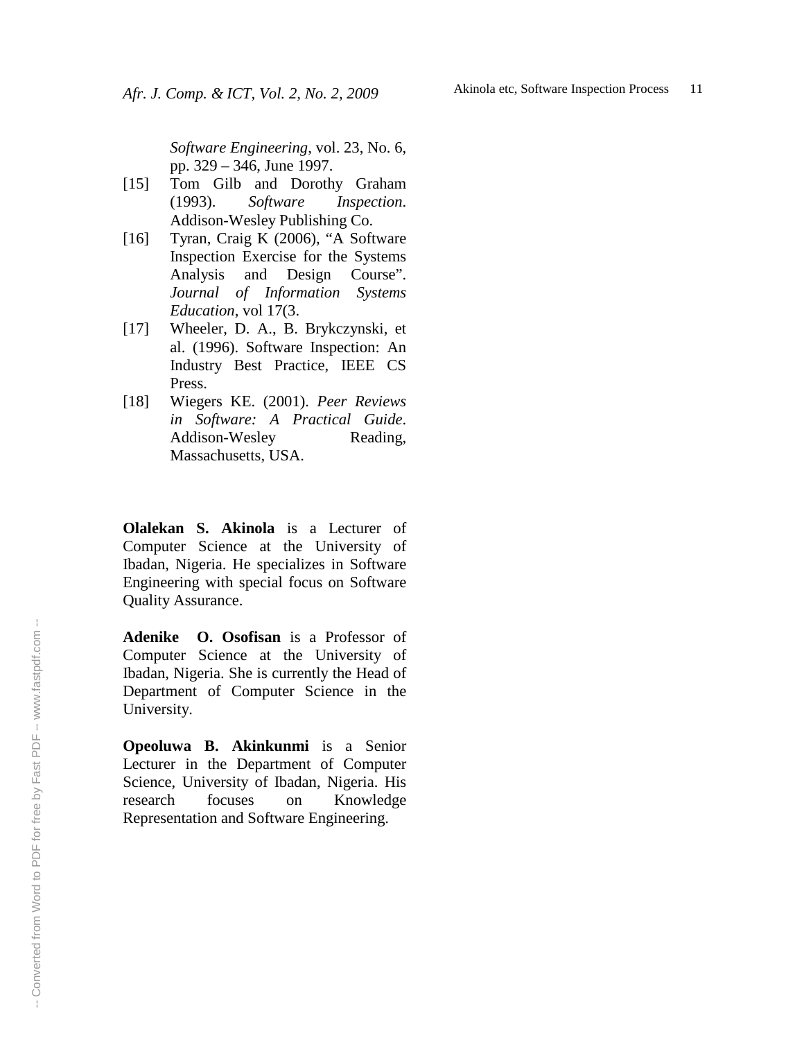*Software Engineering*, vol. 23, No. 6, pp. 329 – 346, June 1997.

[15] Tom Gilb and Dorothy Graham (1993). *Software Inspection*. Addison-Wesley Publishing Co.

[16] Tyran, Craig K (2006), "A Software Inspection Exercise for the Systems Analysis and Design Course". *Journal of Information Systems Education*, vol 17(3.

[17] Wheeler, D. A., B. Brykczynski, et al. (1996). Software Inspection: An Industry Best Practice, IEEE CS Press.

[18] Wiegers KE. (2001). *Peer Reviews in Software: A Practical Guide*. Addison-Wesley Reading, Massachusetts, USA.

**Olalekan S. Akinola** is a Lecturer of Computer Science at the University of Ibadan, Nigeria. He specializes in Software Engineering with special focus on Software Quality Assurance.

**Adenike O. Osofisan** is a Professor of Computer Science at the University of Ibadan, Nigeria. She is currently the Head of Department of Computer Science in the University.

**Opeoluwa B. Akinkunmi** is a Senior Lecturer in the Department of Computer Science, University of Ibadan, Nigeria. His research focuses on Knowledge Representation and Software Engineering.